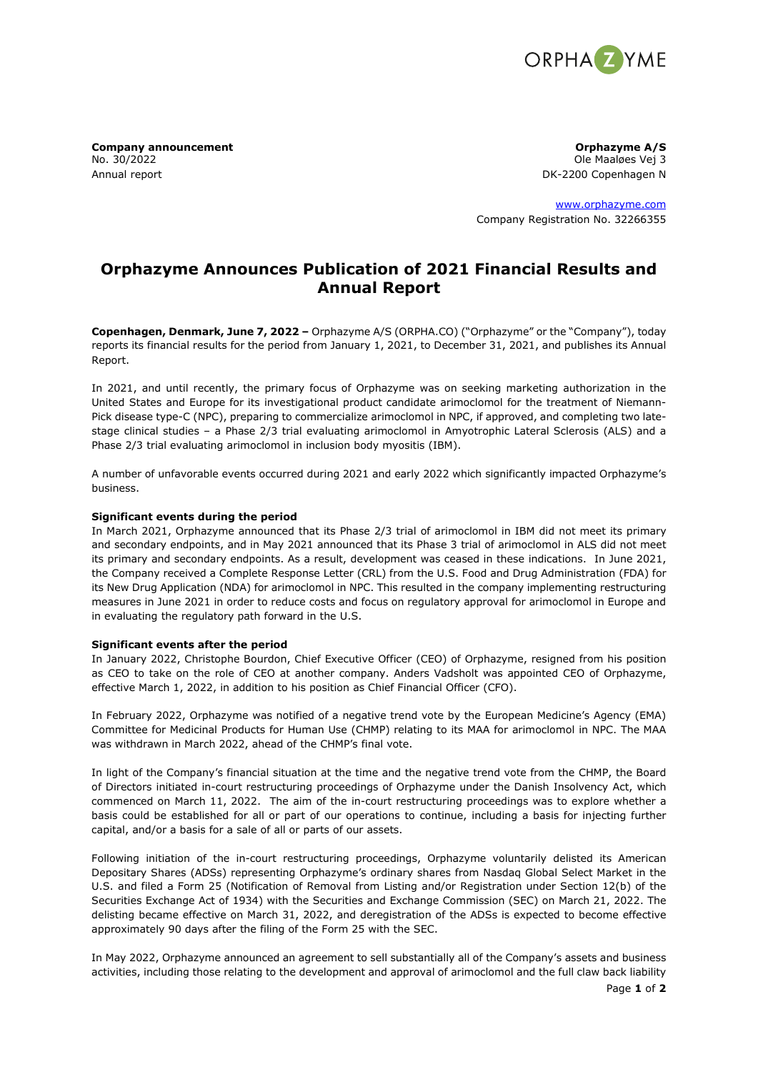**Company announcement**
No. 30/2022
Annual report

**Orphazyme A/S**
Ole Maaløes Vej 3
DK-2200 Copenhagen N

www.orphazyme.com
Company Registration No. 32266355

# Orphazyme Announces Publication of 2021 Financial Results and Annual Report

**Copenhagen, Denmark, June 7, 2022 –** Orphazyme A/S (ORPHA.CO) ("Orphazyme" or the "Company"), today reports its financial results for the period from January 1, 2021, to December 31, 2021, and publishes its Annual Report.

In 2021, and until recently, the primary focus of Orphazyme was on seeking marketing authorization in the United States and Europe for its investigational product candidate arimoclomol for the treatment of Niemann-Pick disease type-C (NPC), preparing to commercialize arimoclomol in NPC, if approved, and completing two late-stage clinical studies – a Phase 2/3 trial evaluating arimoclomol in Amyotrophic Lateral Sclerosis (ALS) and a Phase 2/3 trial evaluating arimoclomol in inclusion body myositis (IBM).

A number of unfavorable events occurred during 2021 and early 2022 which significantly impacted Orphazyme's business.

**Significant events during the period**
In March 2021, Orphazyme announced that its Phase 2/3 trial of arimoclomol in IBM did not meet its primary and secondary endpoints, and in May 2021 announced that its Phase 3 trial of arimoclomol in ALS did not meet its primary and secondary endpoints. As a result, development was ceased in these indications. In June 2021, the Company received a Complete Response Letter (CRL) from the U.S. Food and Drug Administration (FDA) for its New Drug Application (NDA) for arimoclomol in NPC. This resulted in the company implementing restructuring measures in June 2021 in order to reduce costs and focus on regulatory approval for arimoclomol in Europe and in evaluating the regulatory path forward in the U.S.

**Significant events after the period**
In January 2022, Christophe Bourdon, Chief Executive Officer (CEO) of Orphazyme, resigned from his position as CEO to take on the role of CEO at another company. Anders Vadsholt was appointed CEO of Orphazyme, effective March 1, 2022, in addition to his position as Chief Financial Officer (CFO).

In February 2022, Orphazyme was notified of a negative trend vote by the European Medicine's Agency (EMA) Committee for Medicinal Products for Human Use (CHMP) relating to its MAA for arimoclomol in NPC. The MAA was withdrawn in March 2022, ahead of the CHMP's final vote.

In light of the Company's financial situation at the time and the negative trend vote from the CHMP, the Board of Directors initiated in-court restructuring proceedings of Orphazyme under the Danish Insolvency Act, which commenced on March 11, 2022. The aim of the in-court restructuring proceedings was to explore whether a basis could be established for all or part of our operations to continue, including a basis for injecting further capital, and/or a basis for a sale of all or parts of our assets.

Following initiation of the in-court restructuring proceedings, Orphazyme voluntarily delisted its American Depositary Shares (ADSs) representing Orphazyme's ordinary shares from Nasdaq Global Select Market in the U.S. and filed a Form 25 (Notification of Removal from Listing and/or Registration under Section 12(b) of the Securities Exchange Act of 1934) with the Securities and Exchange Commission (SEC) on March 21, 2022. The delisting became effective on March 31, 2022, and deregistration of the ADSs is expected to become effective approximately 90 days after the filing of the Form 25 with the SEC.

In May 2022, Orphazyme announced an agreement to sell substantially all of the Company's assets and business activities, including those relating to the development and approval of arimoclomol and the full claw back liability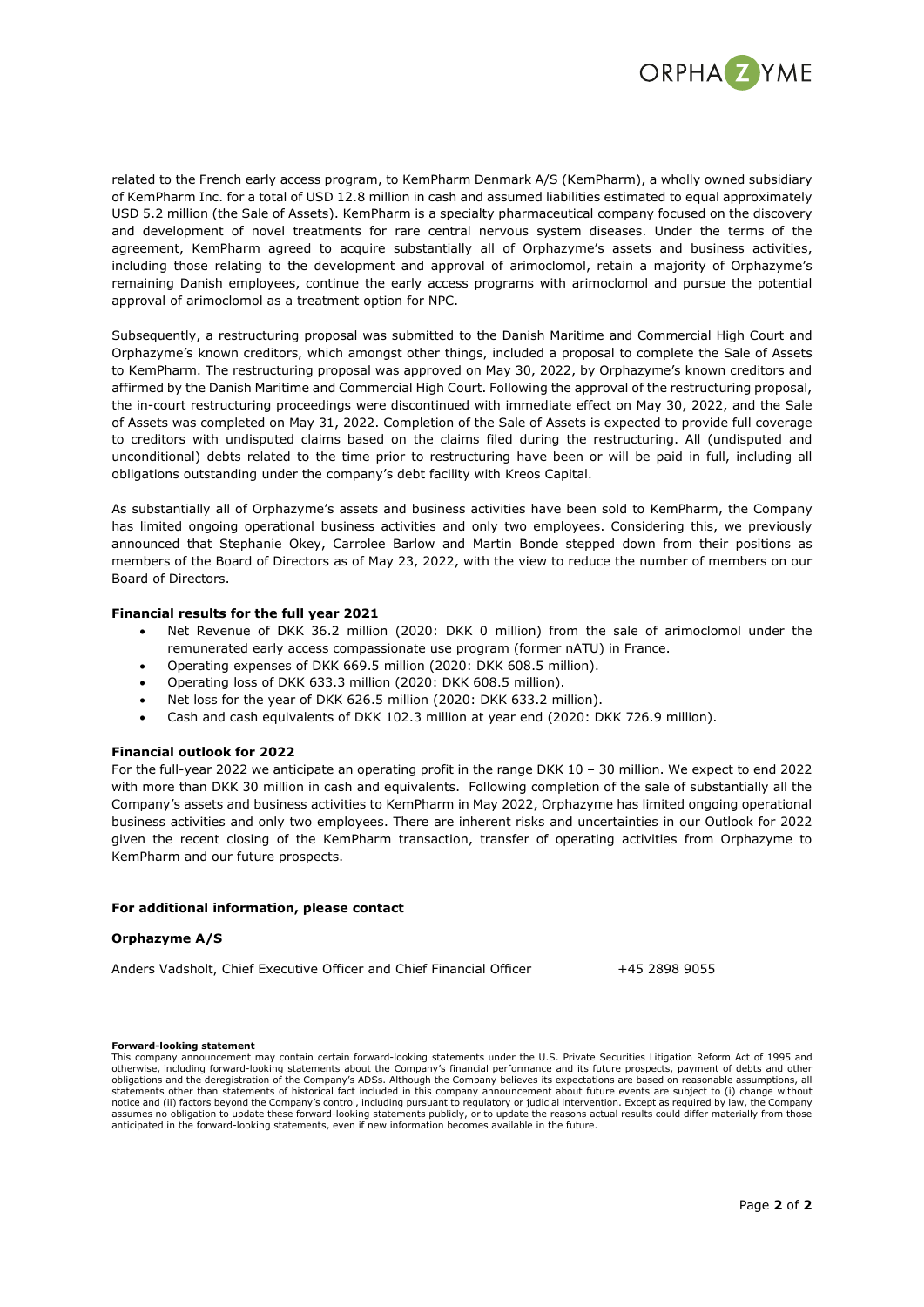related to the French early access program, to KemPharm Denmark A/S (KemPharm), a wholly owned subsidiary of KemPharm Inc. for a total of USD 12.8 million in cash and assumed liabilities estimated to equal approximately USD 5.2 million (the Sale of Assets). KemPharm is a specialty pharmaceutical company focused on the discovery and development of novel treatments for rare central nervous system diseases. Under the terms of the agreement, KemPharm agreed to acquire substantially all of Orphazyme's assets and business activities, including those relating to the development and approval of arimoclomol, retain a majority of Orphazyme's remaining Danish employees, continue the early access programs with arimoclomol and pursue the potential approval of arimoclomol as a treatment option for NPC.

Subsequently, a restructuring proposal was submitted to the Danish Maritime and Commercial High Court and Orphazyme's known creditors, which amongst other things, included a proposal to complete the Sale of Assets to KemPharm. The restructuring proposal was approved on May 30, 2022, by Orphazyme's known creditors and affirmed by the Danish Maritime and Commercial High Court. Following the approval of the restructuring proposal, the in-court restructuring proceedings were discontinued with immediate effect on May 30, 2022, and the Sale of Assets was completed on May 31, 2022. Completion of the Sale of Assets is expected to provide full coverage to creditors with undisputed claims based on the claims filed during the restructuring. All (undisputed and unconditional) debts related to the time prior to restructuring have been or will be paid in full, including all obligations outstanding under the company's debt facility with Kreos Capital.

As substantially all of Orphazyme's assets and business activities have been sold to KemPharm, the Company has limited ongoing operational business activities and only two employees. Considering this, we previously announced that Stephanie Okey, Carrolee Barlow and Martin Bonde stepped down from their positions as members of the Board of Directors as of May 23, 2022, with the view to reduce the number of members on our Board of Directors.

**Financial results for the full year 2021**

- Net Revenue of DKK 36.2 million (2020: DKK 0 million) from the sale of arimoclomol under the remunerated early access compassionate use program (former nATU) in France.
- Operating expenses of DKK 669.5 million (2020: DKK 608.5 million).
- Operating loss of DKK 633.3 million (2020: DKK 608.5 million).
- Net loss for the year of DKK 626.5 million (2020: DKK 633.2 million).
- Cash and cash equivalents of DKK 102.3 million at year end (2020: DKK 726.9 million).

**Financial outlook for 2022**

For the full-year 2022 we anticipate an operating profit in the range DKK 10 – 30 million. We expect to end 2022 with more than DKK 30 million in cash and equivalents. Following completion of the sale of substantially all the Company's assets and business activities to KemPharm in May 2022, Orphazyme has limited ongoing operational business activities and only two employees. There are inherent risks and uncertainties in our Outlook for 2022 given the recent closing of the KemPharm transaction, transfer of operating activities from Orphazyme to KemPharm and our future prospects.

**For additional information, please contact**

**Orphazyme A/S**

Anders Vadsholt, Chief Executive Officer and Chief Financial Officer +45 2898 9055

**Forward-looking statement**

This company announcement may contain certain forward-looking statements under the U.S. Private Securities Litigation Reform Act of 1995 and otherwise, including forward-looking statements about the Company's financial performance and its future prospects, payment of debts and other obligations and the deregistration of the Company's ADSs. Although the Company believes its expectations are based on reasonable assumptions, all statements other than statements of historical fact included in this company announcement about future events are subject to (i) change without notice and (ii) factors beyond the Company's control, including pursuant to regulatory or judicial intervention. Except as required by law, the Company assumes no obligation to update these forward-looking statements publicly, or to update the reasons actual results could differ materially from those anticipated in the forward-looking statements, even if new information becomes available in the future.